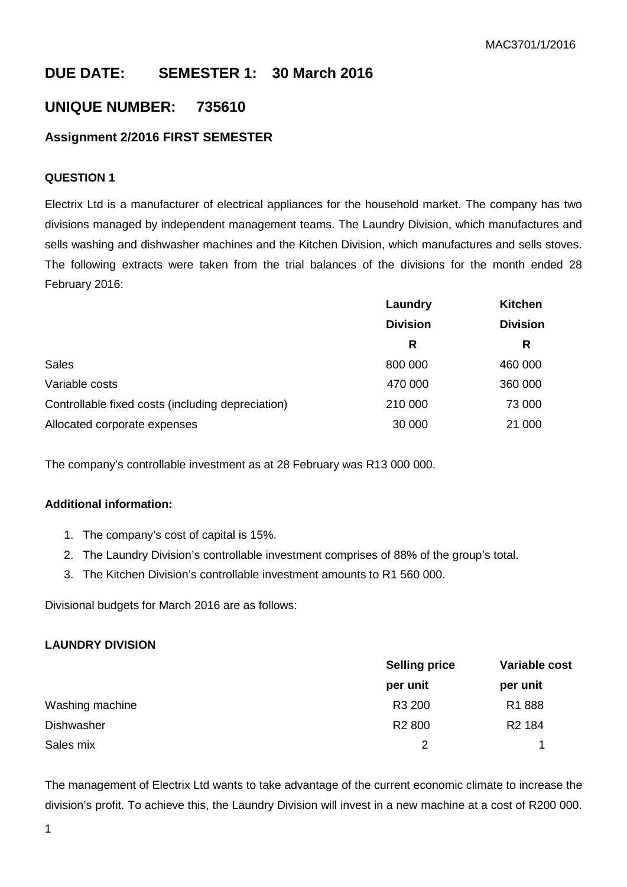## DUE DATE: SEMESTER 1: 30 March 2016

## UNIQUE NUMBER: 735610

### Assignment 2/2016 FIRST SEMESTER

#### QUESTION 1

Electrix Ltd is a manufacturer of electrical appliances for the household market. The company has two divisions managed by independent management teams. The Laundry Division, which manufactures and sells washing and dishwasher machines and the Kitchen Division, which manufactures and sells stoves. The following extracts were taken from the trial balances of the divisions for the month ended 28 February 2016:

| | Laundry Division | Kitchen Division |
|---|---|---|
| | R | R |
| Sales | 800 000 | 460 000 |
| Variable costs | 470 000 | 360 000 |
| Controllable fixed costs (including depreciation) | 210 000 | 73 000 |
| Allocated corporate expenses | 30 000 | 21 000 |

The company's controllable investment as at 28 February was R13 000 000.

**Additional information:**

1. The company's cost of capital is 15%.
2. The Laundry Division's controllable investment comprises of 88% of the group's total.
3. The Kitchen Division's controllable investment amounts to R1 560 000.

Divisional budgets for March 2016 are as follows:

**LAUNDRY DIVISION**

| | Selling price per unit | Variable cost per unit |
|---|---|---|
| Washing machine | R3 200 | R1 888 |
| Dishwasher | R2 800 | R2 184 |
| Sales mix | 2 | 1 |

The management of Electrix Ltd wants to take advantage of the current economic climate to increase the division's profit. To achieve this, the Laundry Division will invest in a new machine at a cost of R200 000.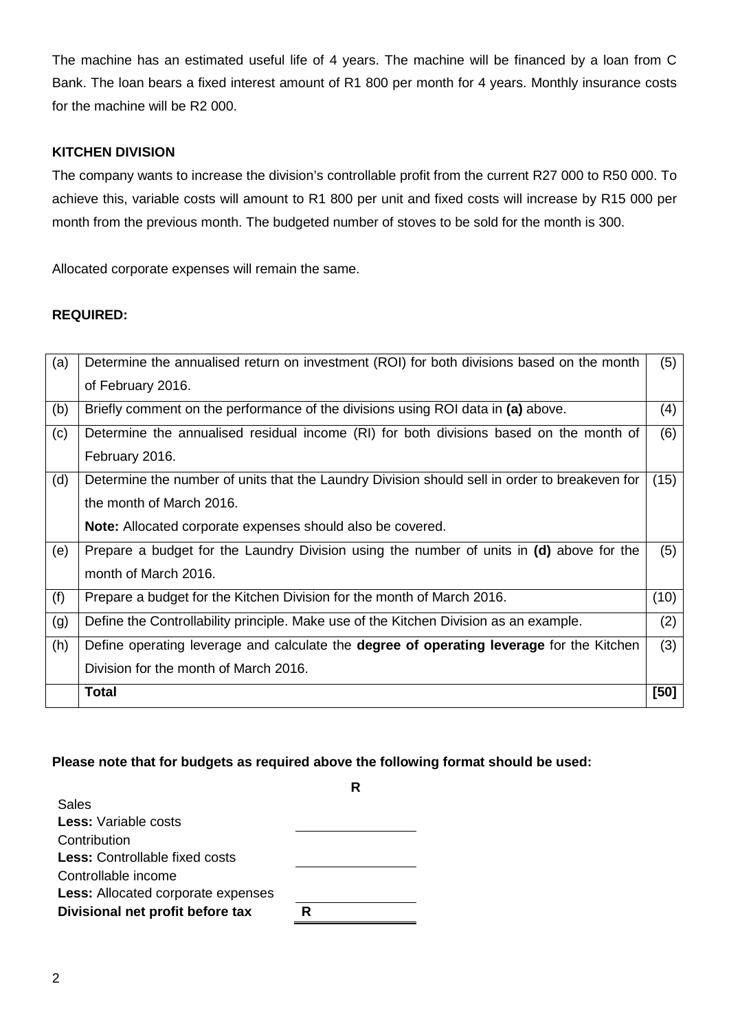The machine has an estimated useful life of 4 years. The machine will be financed by a loan from C Bank. The loan bears a fixed interest amount of R1 800 per month for 4 years. Monthly insurance costs for the machine will be R2 000.

**KITCHEN DIVISION**

The company wants to increase the division's controllable profit from the current R27 000 to R50 000. To achieve this, variable costs will amount to R1 800 per unit and fixed costs will increase by R15 000 per month from the previous month. The budgeted number of stoves to be sold for the month is 300.

Allocated corporate expenses will remain the same.

**REQUIRED:**

| | | |
|---|---|---|
| (a) | Determine the annualised return on investment (ROI) for both divisions based on the month of February 2016. | (5) |
| (b) | Briefly comment on the performance of the divisions using ROI data in **(a)** above. | (4) |
| (c) | Determine the annualised residual income (RI) for both divisions based on the month of February 2016. | (6) |
| (d) | Determine the number of units that the Laundry Division should sell in order to breakeven for the month of March 2016.<br>**Note:** Allocated corporate expenses should also be covered. | (15) |
| (e) | Prepare a budget for the Laundry Division using the number of units in **(d)** above for the month of March 2016. | (5) |
| (f) | Prepare a budget for the Kitchen Division for the month of March 2016. | (10) |
| (g) | Define the Controllability principle. Make use of the Kitchen Division as an example. | (2) |
| (h) | Define operating leverage and calculate the **degree of operating leverage** for the Kitchen Division for the month of March 2016. | (3) |
| | **Total** | **[50]** |

**Please note that for budgets as required above the following format should be used:**

| | **R** |
|---|---|
| Sales | |
| **Less:** Variable costs | |
| Contribution | |
| **Less:** Controllable fixed costs | |
| Controllable income | |
| **Less:** Allocated corporate expenses | |
| **Divisional net profit before tax** | **R** |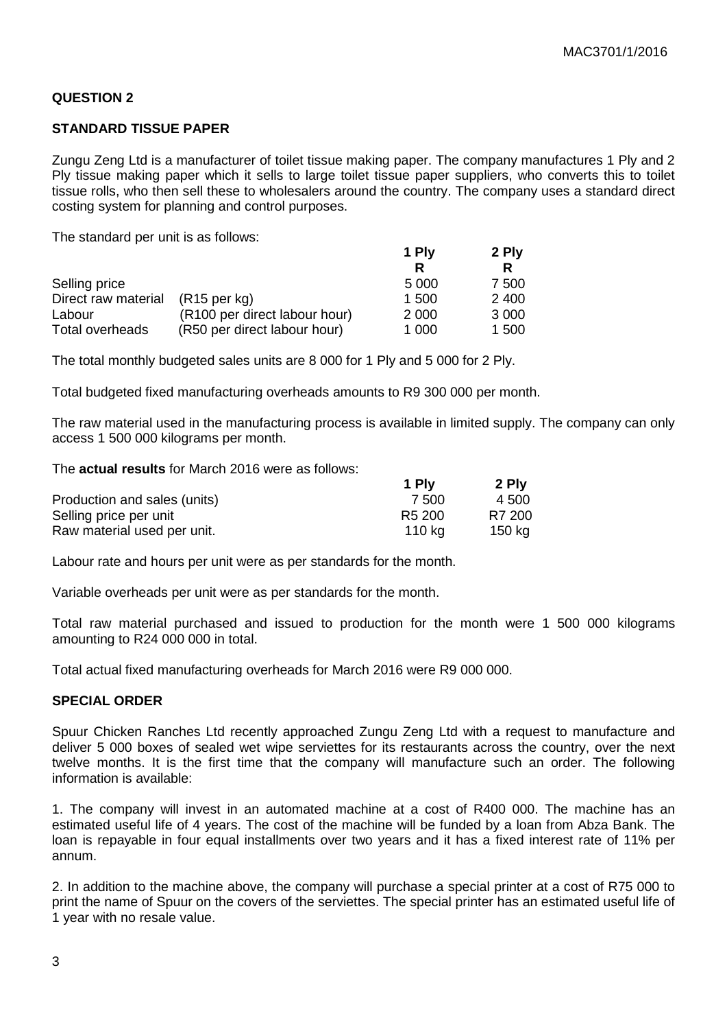## QUESTION 2

### STANDARD TISSUE PAPER

Zungu Zeng Ltd is a manufacturer of toilet tissue making paper. The company manufactures 1 Ply and 2 Ply tissue making paper which it sells to large toilet tissue paper suppliers, who converts this to toilet tissue rolls, who then sell these to wholesalers around the country. The company uses a standard direct costing system for planning and control purposes.

The standard per unit is as follows:

| | | 1 Ply | 2 Ply |
|---|---|---|---|
| | | **R** | **R** |
| Selling price | | 5 000 | 7 500 |
| Direct raw material | (R15 per kg) | 1 500 | 2 400 |
| Labour | (R100 per direct labour hour) | 2 000 | 3 000 |
| Total overheads | (R50 per direct labour hour) | 1 000 | 1 500 |

The total monthly budgeted sales units are 8 000 for 1 Ply and 5 000 for 2 Ply.

Total budgeted fixed manufacturing overheads amounts to R9 300 000 per month.

The raw material used in the manufacturing process is available in limited supply. The company can only access 1 500 000 kilograms per month.

The **actual results** for March 2016 were as follows:

| | 1 Ply | 2 Ply |
|---|---|---|
| Production and sales (units) | 7 500 | 4 500 |
| Selling price per unit | R5 200 | R7 200 |
| Raw material used per unit. | 110 kg | 150 kg |

Labour rate and hours per unit were as per standards for the month.

Variable overheads per unit were as per standards for the month.

Total raw material purchased and issued to production for the month were 1 500 000 kilograms amounting to R24 000 000 in total.

Total actual fixed manufacturing overheads for March 2016 were R9 000 000.

### SPECIAL ORDER

Spuur Chicken Ranches Ltd recently approached Zungu Zeng Ltd with a request to manufacture and deliver 5 000 boxes of sealed wet wipe serviettes for its restaurants across the country, over the next twelve months. It is the first time that the company will manufacture such an order. The following information is available:

1. The company will invest in an automated machine at a cost of R400 000. The machine has an estimated useful life of 4 years. The cost of the machine will be funded by a loan from Abza Bank. The loan is repayable in four equal installments over two years and it has a fixed interest rate of 11% per annum.

2. In addition to the machine above, the company will purchase a special printer at a cost of R75 000 to print the name of Spuur on the covers of the serviettes. The special printer has an estimated useful life of 1 year with no resale value.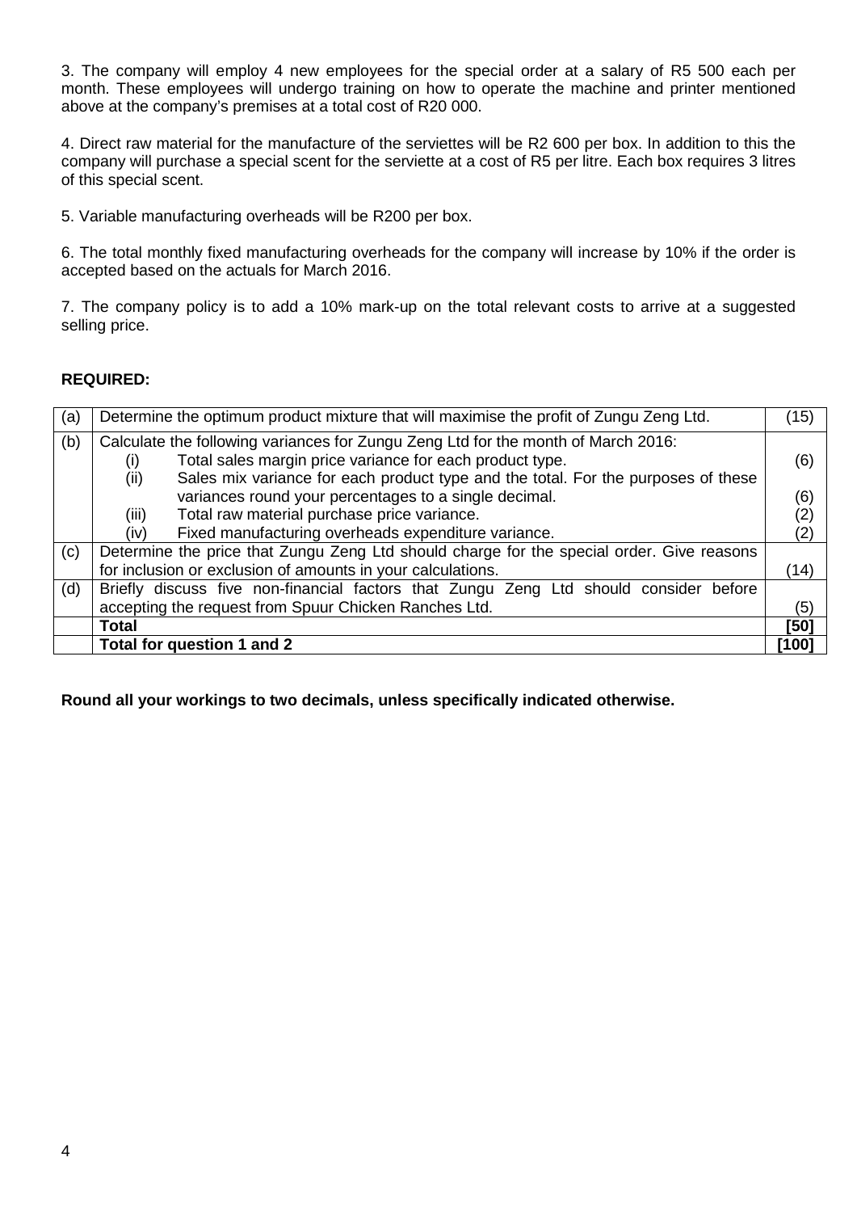3. The company will employ 4 new employees for the special order at a salary of R5 500 each per month. These employees will undergo training on how to operate the machine and printer mentioned above at the company's premises at a total cost of R20 000.

4. Direct raw material for the manufacture of the serviettes will be R2 600 per box. In addition to this the company will purchase a special scent for the serviette at a cost of R5 per litre. Each box requires 3 litres of this special scent.

5. Variable manufacturing overheads will be R200 per box.

6. The total monthly fixed manufacturing overheads for the company will increase by 10% if the order is accepted based on the actuals for March 2016.

7. The company policy is to add a 10% mark-up on the total relevant costs to arrive at a suggested selling price.

**REQUIRED:**

| | | |
|---|---|---|
| (a) | Determine the optimum product mixture that will maximise the profit of Zungu Zeng Ltd. | (15) |
| (b) | Calculate the following variances for Zungu Zeng Ltd for the month of March 2016:<br>(i) Total sales margin price variance for each product type.<br>(ii) Sales mix variance for each product type and the total. For the purposes of these variances round your percentages to a single decimal.<br>(iii) Total raw material purchase price variance.<br>(iv) Fixed manufacturing overheads expenditure variance. | <br>(6)<br><br>(6)<br>(2)<br>(2) |
| (c) | Determine the price that Zungu Zeng Ltd should charge for the special order. Give reasons for inclusion or exclusion of amounts in your calculations. | (14) |
| (d) | Briefly discuss five non-financial factors that Zungu Zeng Ltd should consider before accepting the request from Spuur Chicken Ranches Ltd. | (5) |
| | **Total** | **[50]** |
| | **Total for question 1 and 2** | **[100]** |

**Round all your workings to two decimals, unless specifically indicated otherwise.**